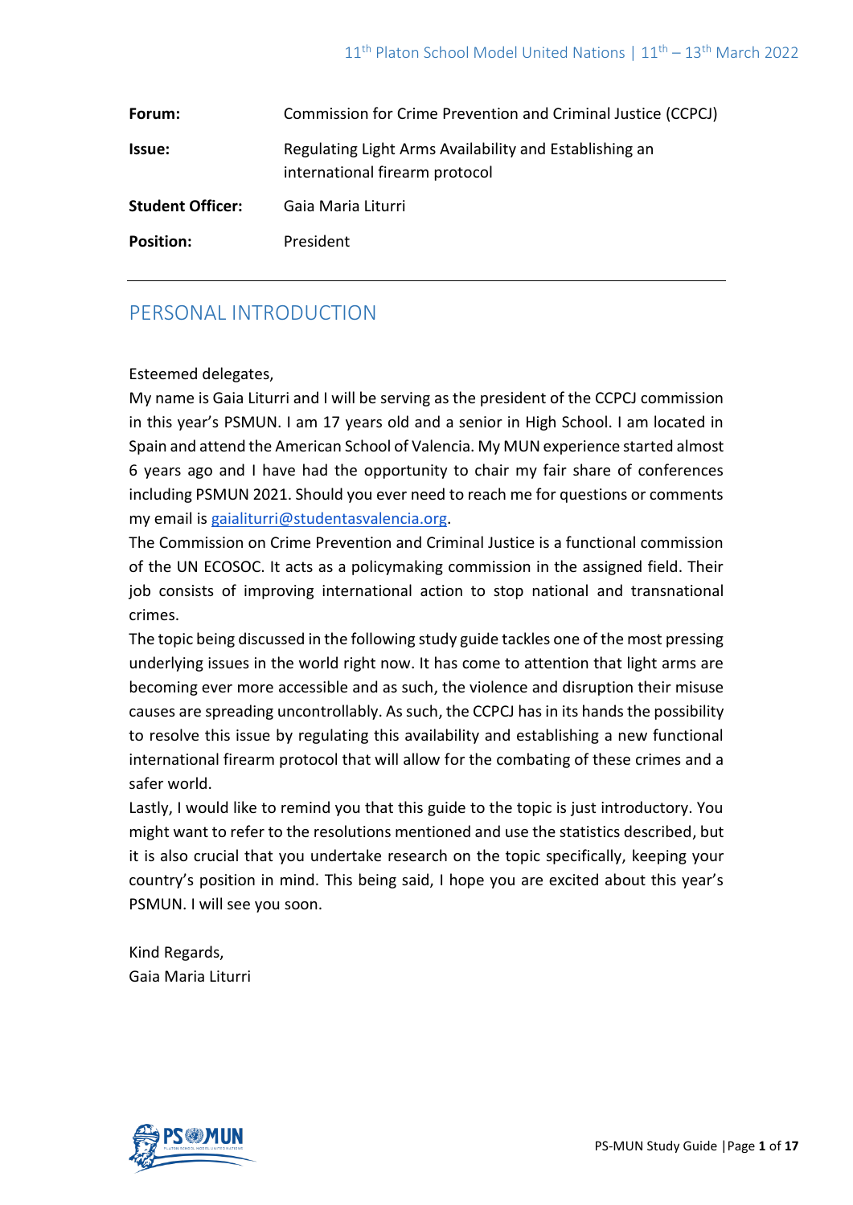| | |
|---|---|
| **Forum:** | Commission for Crime Prevention and Criminal Justice (CCPCJ) |
| **Issue:** | Regulating Light Arms Availability and Establishing an international firearm protocol |
| **Student Officer:** | Gaia Maria Liturri |
| **Position:** | President |

---

## PERSONAL INTRODUCTION

Esteemed delegates,

My name is Gaia Liturri and I will be serving as the president of the CCPCJ commission in this year's PSMUN. I am 17 years old and a senior in High School. I am located in Spain and attend the American School of Valencia. My MUN experience started almost 6 years ago and I have had the opportunity to chair my fair share of conferences including PSMUN 2021. Should you ever need to reach me for questions or comments my email is [gaialiturri@studentasvalencia.org](mailto:gaialiturri@studentasvalencia.org).

The Commission on Crime Prevention and Criminal Justice is a functional commission of the UN ECOSOC. It acts as a policymaking commission in the assigned field. Their job consists of improving international action to stop national and transnational crimes.

The topic being discussed in the following study guide tackles one of the most pressing underlying issues in the world right now. It has come to attention that light arms are becoming ever more accessible and as such, the violence and disruption their misuse causes are spreading uncontrollably. As such, the CCPCJ has in its hands the possibility to resolve this issue by regulating this availability and establishing a new functional international firearm protocol that will allow for the combating of these crimes and a safer world.

Lastly, I would like to remind you that this guide to the topic is just introductory. You might want to refer to the resolutions mentioned and use the statistics described, but it is also crucial that you undertake research on the topic specifically, keeping your country's position in mind. This being said, I hope you are excited about this year's PSMUN. I will see you soon.

Kind Regards,
Gaia Maria Liturri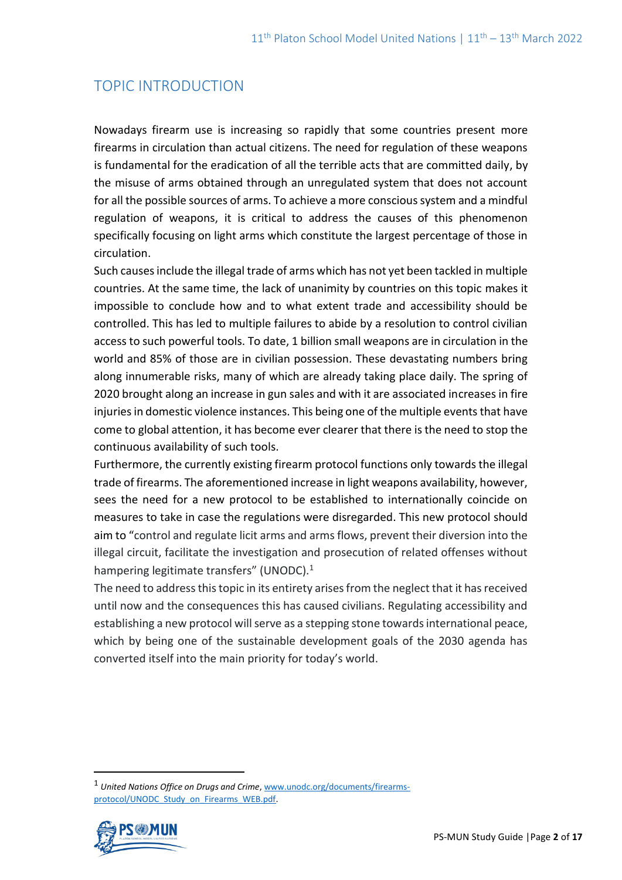## TOPIC INTRODUCTION

Nowadays firearm use is increasing so rapidly that some countries present more firearms in circulation than actual citizens. The need for regulation of these weapons is fundamental for the eradication of all the terrible acts that are committed daily, by the misuse of arms obtained through an unregulated system that does not account for all the possible sources of arms. To achieve a more conscious system and a mindful regulation of weapons, it is critical to address the causes of this phenomenon specifically focusing on light arms which constitute the largest percentage of those in circulation.

Such causes include the illegal trade of arms which has not yet been tackled in multiple countries. At the same time, the lack of unanimity by countries on this topic makes it impossible to conclude how and to what extent trade and accessibility should be controlled. This has led to multiple failures to abide by a resolution to control civilian access to such powerful tools. To date, 1 billion small weapons are in circulation in the world and 85% of those are in civilian possession. These devastating numbers bring along innumerable risks, many of which are already taking place daily. The spring of 2020 brought along an increase in gun sales and with it are associated increases in fire injuries in domestic violence instances. This being one of the multiple events that have come to global attention, it has become ever clearer that there is the need to stop the continuous availability of such tools.

Furthermore, the currently existing firearm protocol functions only towards the illegal trade of firearms. The aforementioned increase in light weapons availability, however, sees the need for a new protocol to be established to internationally coincide on measures to take in case the regulations were disregarded. This new protocol should aim to "control and regulate licit arms and arms flows, prevent their diversion into the illegal circuit, facilitate the investigation and prosecution of related offenses without hampering legitimate transfers" (UNODC).[1]

The need to address this topic in its entirety arises from the neglect that it has received until now and the consequences this has caused civilians. Regulating accessibility and establishing a new protocol will serve as a stepping stone towards international peace, which by being one of the sustainable development goals of the 2030 agenda has converted itself into the main priority for today's world.

---

[1] *United Nations Office on Drugs and Crime*, www.unodc.org/documents/firearms-protocol/UNODC_Study_on_Firearms_WEB.pdf.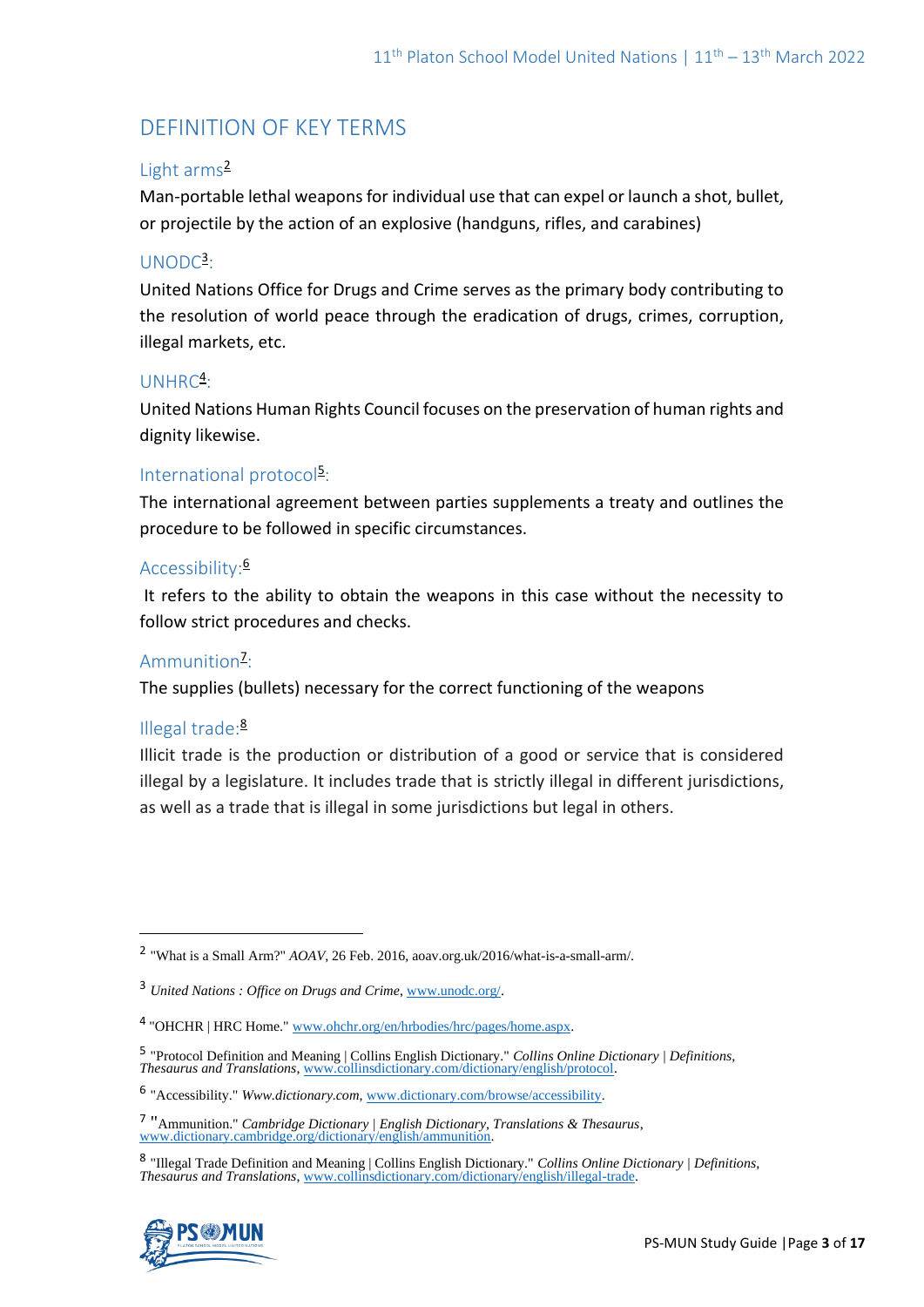## DEFINITION OF KEY TERMS

### Light arms[2]

Man-portable lethal weapons for individual use that can expel or launch a shot, bullet, or projectile by the action of an explosive (handguns, rifles, and carabines)

### UNODC[3]:

United Nations Office for Drugs and Crime serves as the primary body contributing to the resolution of world peace through the eradication of drugs, crimes, corruption, illegal markets, etc.

### UNHRC[4]:

United Nations Human Rights Council focuses on the preservation of human rights and dignity likewise.

### International protocol[5]:

The international agreement between parties supplements a treaty and outlines the procedure to be followed in specific circumstances.

### Accessibility:[6]

It refers to the ability to obtain the weapons in this case without the necessity to follow strict procedures and checks.

### Ammunition[7]:

The supplies (bullets) necessary for the correct functioning of the weapons

### Illegal trade:[8]

Illicit trade is the production or distribution of a good or service that is considered illegal by a legislature. It includes trade that is strictly illegal in different jurisdictions, as well as a trade that is illegal in some jurisdictions but legal in others.

---

[2] "What is a Small Arm?" *AOAV*, 26 Feb. 2016, aoav.org.uk/2016/what-is-a-small-arm/.

[3] *United Nations : Office on Drugs and Crime*, www.unodc.org/.

[4] "OHCHR | HRC Home." www.ohchr.org/en/hrbodies/hrc/pages/home.aspx.

[5] "Protocol Definition and Meaning | Collins English Dictionary." *Collins Online Dictionary | Definitions, Thesaurus and Translations*, www.collinsdictionary.com/dictionary/english/protocol.

[6] "Accessibility." *Www.dictionary.com*, www.dictionary.com/browse/accessibility.

[7] "Ammunition." *Cambridge Dictionary | English Dictionary, Translations & Thesaurus*, www.dictionary.cambridge.org/dictionary/english/ammunition.

[8] "Illegal Trade Definition and Meaning | Collins English Dictionary." *Collins Online Dictionary | Definitions, Thesaurus and Translations*, www.collinsdictionary.com/dictionary/english/illegal-trade.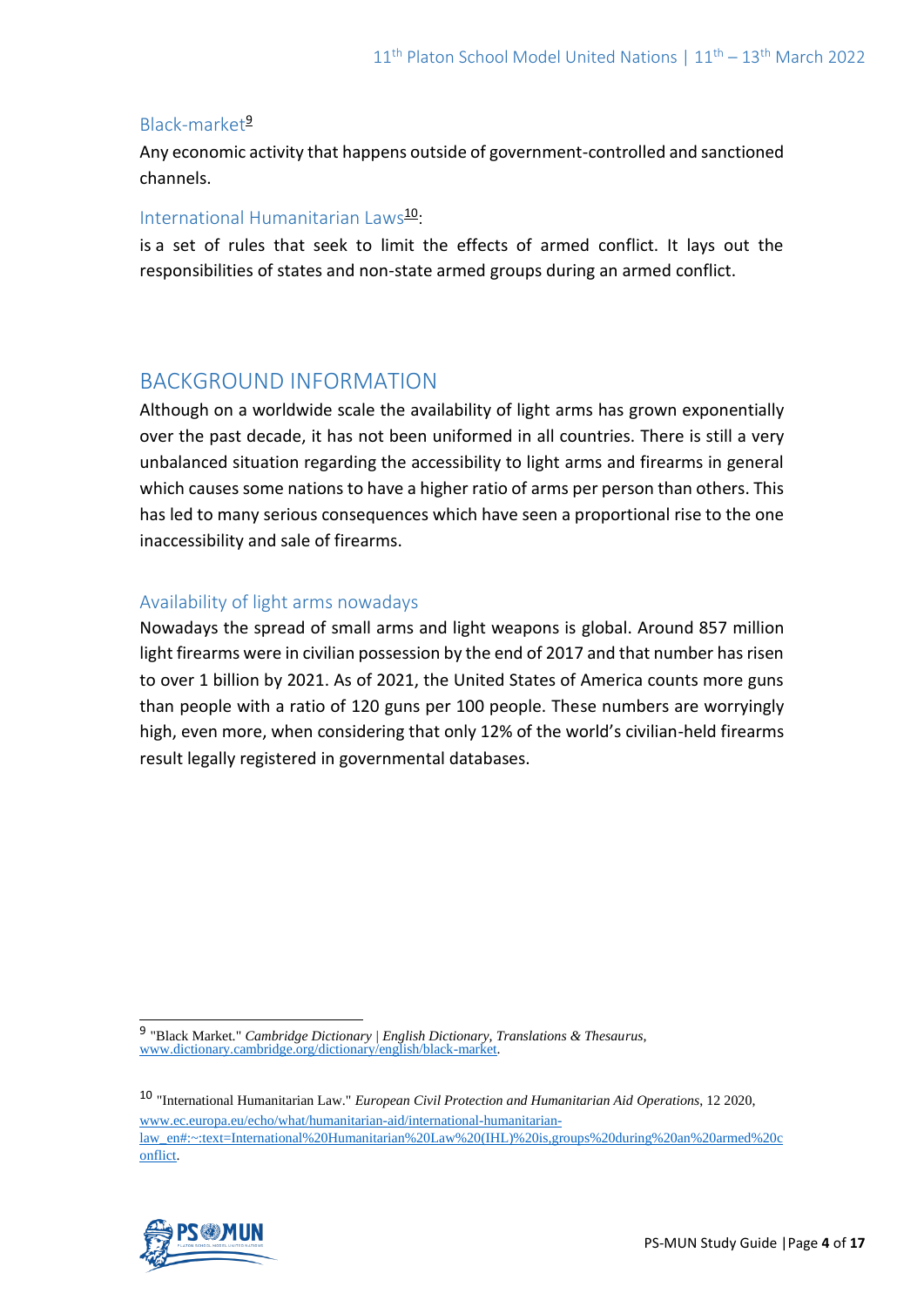### Black-market[9]

Any economic activity that happens outside of government-controlled and sanctioned channels.

### International Humanitarian Laws[10]:

is a set of rules that seek to limit the effects of armed conflict. It lays out the responsibilities of states and non-state armed groups during an armed conflict.

## BACKGROUND INFORMATION

Although on a worldwide scale the availability of light arms has grown exponentially over the past decade, it has not been uniformed in all countries. There is still a very unbalanced situation regarding the accessibility to light arms and firearms in general which causes some nations to have a higher ratio of arms per person than others. This has led to many serious consequences which have seen a proportional rise to the one inaccessibility and sale of firearms.

### Availability of light arms nowadays

Nowadays the spread of small arms and light weapons is global. Around 857 million light firearms were in civilian possession by the end of 2017 and that number has risen to over 1 billion by 2021. As of 2021, the United States of America counts more guns than people with a ratio of 120 guns per 100 people. These numbers are worryingly high, even more, when considering that only 12% of the world's civilian-held firearms result legally registered in governmental databases.

---

9 "Black Market." *Cambridge Dictionary | English Dictionary, Translations & Thesaurus*, www.dictionary.cambridge.org/dictionary/english/black-market.

10 "International Humanitarian Law." *European Civil Protection and Humanitarian Aid Operations*, 12 2020, www.ec.europa.eu/echo/what/humanitarian-aid/international-humanitarian-law_en#:~:text=International%20Humanitarian%20Law%20(IHL)%20is,groups%20during%20an%20armed%20conflict.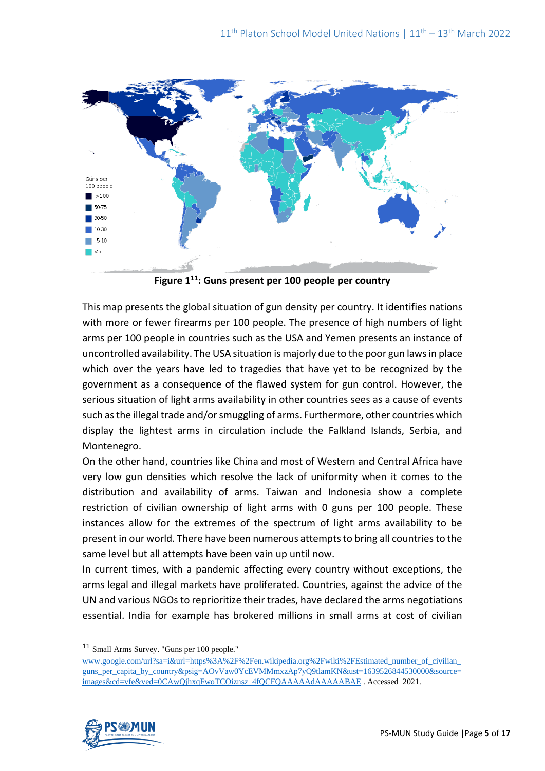Guns per 100 people

- >100
- 50-75
- 30-50
- 10-30
- 5-10
- <5

**Figure 1[11]: Guns present per 100 people per country**

This map presents the global situation of gun density per country. It identifies nations with more or fewer firearms per 100 people. The presence of high numbers of light arms per 100 people in countries such as the USA and Yemen presents an instance of uncontrolled availability. The USA situation is majorly due to the poor gun laws in place which over the years have led to tragedies that have yet to be recognized by the government as a consequence of the flawed system for gun control. However, the serious situation of light arms availability in other countries sees as a cause of events such as the illegal trade and/or smuggling of arms. Furthermore, other countries which display the lightest arms in circulation include the Falkland Islands, Serbia, and Montenegro.

On the other hand, countries like China and most of Western and Central Africa have very low gun densities which resolve the lack of uniformity when it comes to the distribution and availability of arms. Taiwan and Indonesia show a complete restriction of civilian ownership of light arms with 0 guns per 100 people. These instances allow for the extremes of the spectrum of light arms availability to be present in our world. There have been numerous attempts to bring all countries to the same level but all attempts have been vain up until now.

In current times, with a pandemic affecting every country without exceptions, the arms legal and illegal markets have proliferated. Countries, against the advice of the UN and various NGOs to reprioritize their trades, have declared the arms negotiations essential. India for example has brokered millions in small arms at cost of civilian

---

[11] Small Arms Survey. "Guns per 100 people." www.google.com/url?sa=i&url=https%3A%2F%2Fen.wikipedia.org%2Fwiki%2FEstimated_number_of_civilian_guns_per_capita_by_country&psig=AOvVaw0YcEVMMmxzAp7yQ9tlamKN&ust=1639526844530000&source=images&cd=vfe&ved=0CAwQjhxqFwoTCOiznsz_4fQCFQAAAAAdAAAAABAE . Accessed 2021.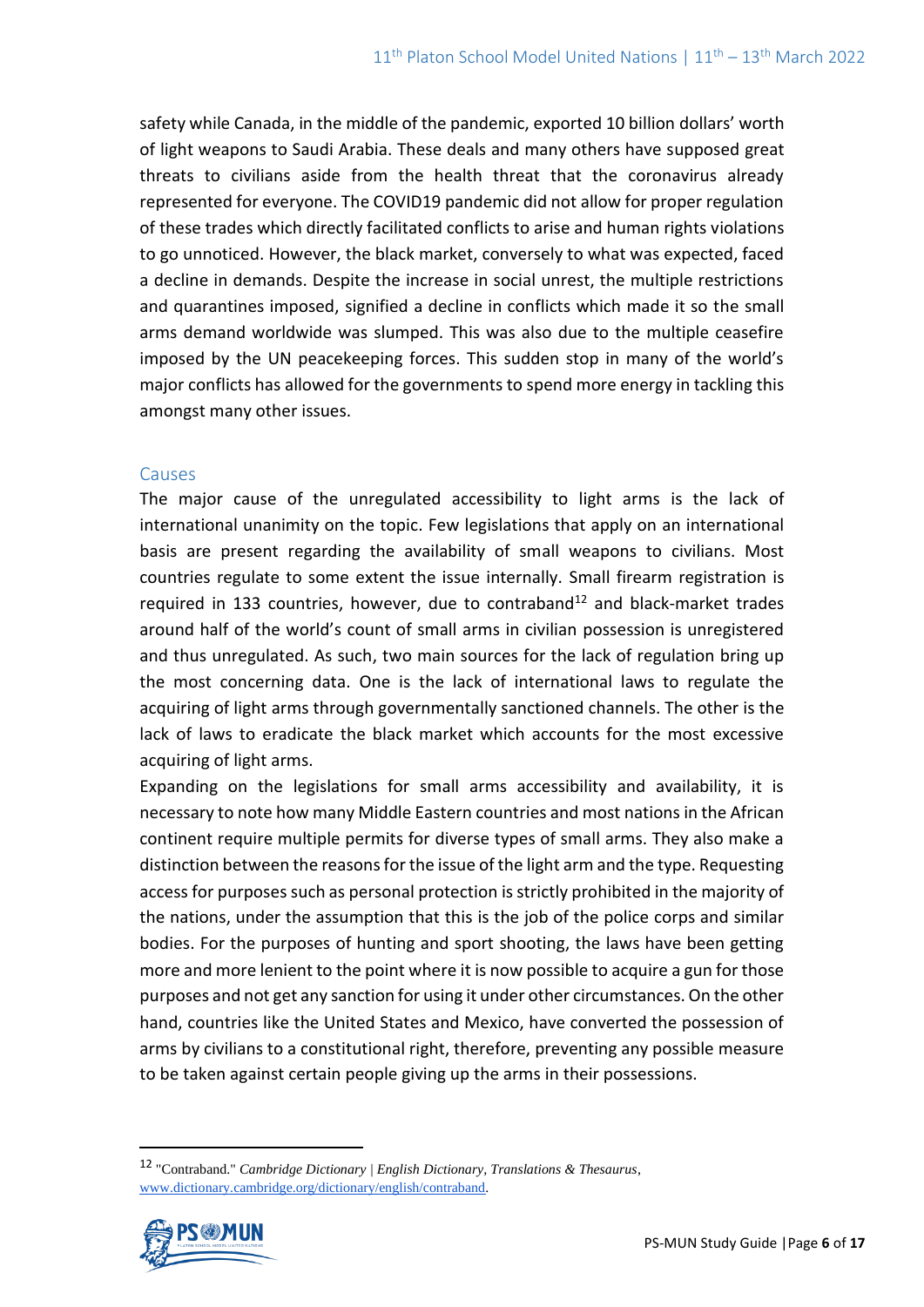safety while Canada, in the middle of the pandemic, exported 10 billion dollars' worth of light weapons to Saudi Arabia. These deals and many others have supposed great threats to civilians aside from the health threat that the coronavirus already represented for everyone. The COVID19 pandemic did not allow for proper regulation of these trades which directly facilitated conflicts to arise and human rights violations to go unnoticed. However, the black market, conversely to what was expected, faced a decline in demands. Despite the increase in social unrest, the multiple restrictions and quarantines imposed, signified a decline in conflicts which made it so the small arms demand worldwide was slumped. This was also due to the multiple ceasefire imposed by the UN peacekeeping forces. This sudden stop in many of the world's major conflicts has allowed for the governments to spend more energy in tackling this amongst many other issues.

## Causes

The major cause of the unregulated accessibility to light arms is the lack of international unanimity on the topic. Few legislations that apply on an international basis are present regarding the availability of small weapons to civilians. Most countries regulate to some extent the issue internally. Small firearm registration is required in 133 countries, however, due to contraband[12] and black-market trades around half of the world's count of small arms in civilian possession is unregistered and thus unregulated. As such, two main sources for the lack of regulation bring up the most concerning data. One is the lack of international laws to regulate the acquiring of light arms through governmentally sanctioned channels. The other is the lack of laws to eradicate the black market which accounts for the most excessive acquiring of light arms.

Expanding on the legislations for small arms accessibility and availability, it is necessary to note how many Middle Eastern countries and most nations in the African continent require multiple permits for diverse types of small arms. They also make a distinction between the reasons for the issue of the light arm and the type. Requesting access for purposes such as personal protection is strictly prohibited in the majority of the nations, under the assumption that this is the job of the police corps and similar bodies. For the purposes of hunting and sport shooting, the laws have been getting more and more lenient to the point where it is now possible to acquire a gun for those purposes and not get any sanction for using it under other circumstances. On the other hand, countries like the United States and Mexico, have converted the possession of arms by civilians to a constitutional right, therefore, preventing any possible measure to be taken against certain people giving up the arms in their possessions.

---

[12] "Contraband." *Cambridge Dictionary | English Dictionary, Translations & Thesaurus*, www.dictionary.cambridge.org/dictionary/english/contraband.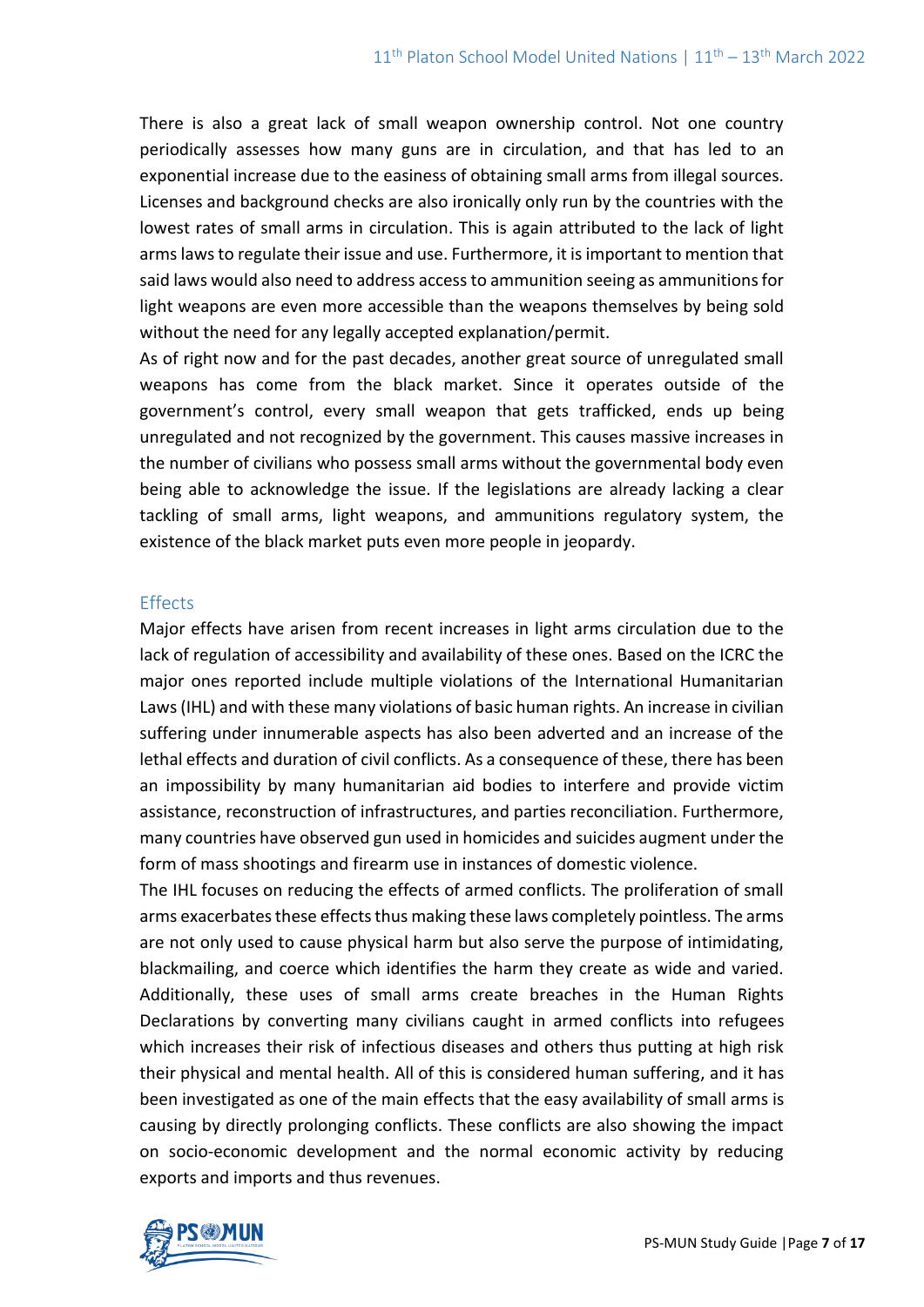There is also a great lack of small weapon ownership control. Not one country periodically assesses how many guns are in circulation, and that has led to an exponential increase due to the easiness of obtaining small arms from illegal sources. Licenses and background checks are also ironically only run by the countries with the lowest rates of small arms in circulation. This is again attributed to the lack of light arms laws to regulate their issue and use. Furthermore, it is important to mention that said laws would also need to address access to ammunition seeing as ammunitions for light weapons are even more accessible than the weapons themselves by being sold without the need for any legally accepted explanation/permit.

As of right now and for the past decades, another great source of unregulated small weapons has come from the black market. Since it operates outside of the government's control, every small weapon that gets trafficked, ends up being unregulated and not recognized by the government. This causes massive increases in the number of civilians who possess small arms without the governmental body even being able to acknowledge the issue. If the legislations are already lacking a clear tackling of small arms, light weapons, and ammunitions regulatory system, the existence of the black market puts even more people in jeopardy.

## Effects

Major effects have arisen from recent increases in light arms circulation due to the lack of regulation of accessibility and availability of these ones. Based on the ICRC the major ones reported include multiple violations of the International Humanitarian Laws (IHL) and with these many violations of basic human rights. An increase in civilian suffering under innumerable aspects has also been adverted and an increase of the lethal effects and duration of civil conflicts. As a consequence of these, there has been an impossibility by many humanitarian aid bodies to interfere and provide victim assistance, reconstruction of infrastructures, and parties reconciliation. Furthermore, many countries have observed gun used in homicides and suicides augment under the form of mass shootings and firearm use in instances of domestic violence.

The IHL focuses on reducing the effects of armed conflicts. The proliferation of small arms exacerbates these effects thus making these laws completely pointless. The arms are not only used to cause physical harm but also serve the purpose of intimidating, blackmailing, and coerce which identifies the harm they create as wide and varied. Additionally, these uses of small arms create breaches in the Human Rights Declarations by converting many civilians caught in armed conflicts into refugees which increases their risk of infectious diseases and others thus putting at high risk their physical and mental health. All of this is considered human suffering, and it has been investigated as one of the main effects that the easy availability of small arms is causing by directly prolonging conflicts. These conflicts are also showing the impact on socio-economic development and the normal economic activity by reducing exports and imports and thus revenues.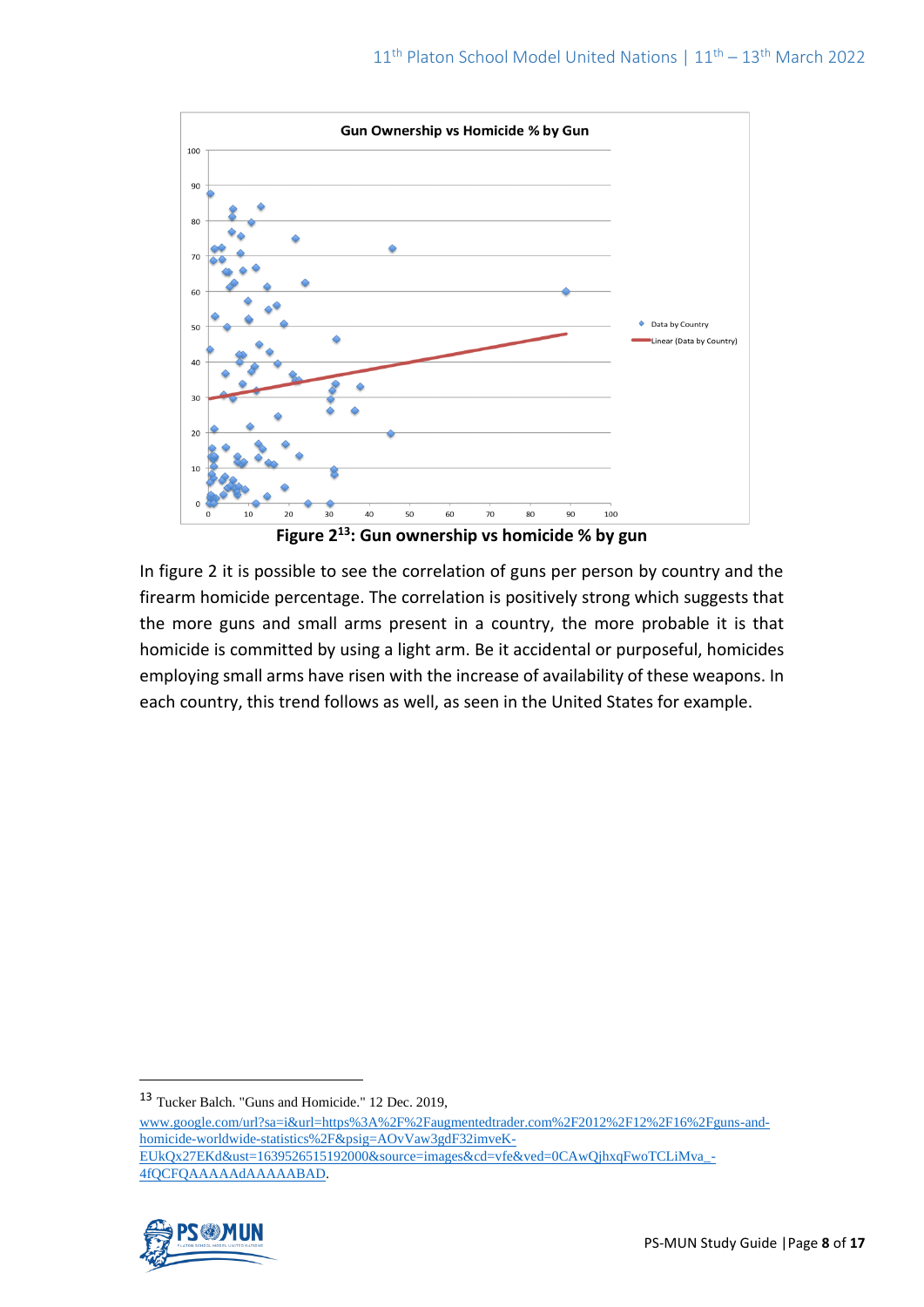**Figure 2[13]: Gun ownership vs homicide % by gun**

In figure 2 it is possible to see the correlation of guns per person by country and the firearm homicide percentage. The correlation is positively strong which suggests that the more guns and small arms present in a country, the more probable it is that homicide is committed by using a light arm. Be it accidental or purposeful, homicides employing small arms have risen with the increase of availability of these weapons. In each country, this trend follows as well, as seen in the United States for example.

---

[13] Tucker Balch. "Guns and Homicide." 12 Dec. 2019, www.google.com/url?sa=i&url=https%3A%2F%2Faugmentedtrader.com%2F2012%2F12%2F16%2Fguns-and-homicide-worldwide-statistics%2F&psig=AOvVaw3gdF32imveK-EUkQx27EKd&ust=1639526515192000&source=images&cd=vfe&ved=0CAwQjhxqFwoTCLiMva_-4fQCFQAAAAAdAAAAABAD.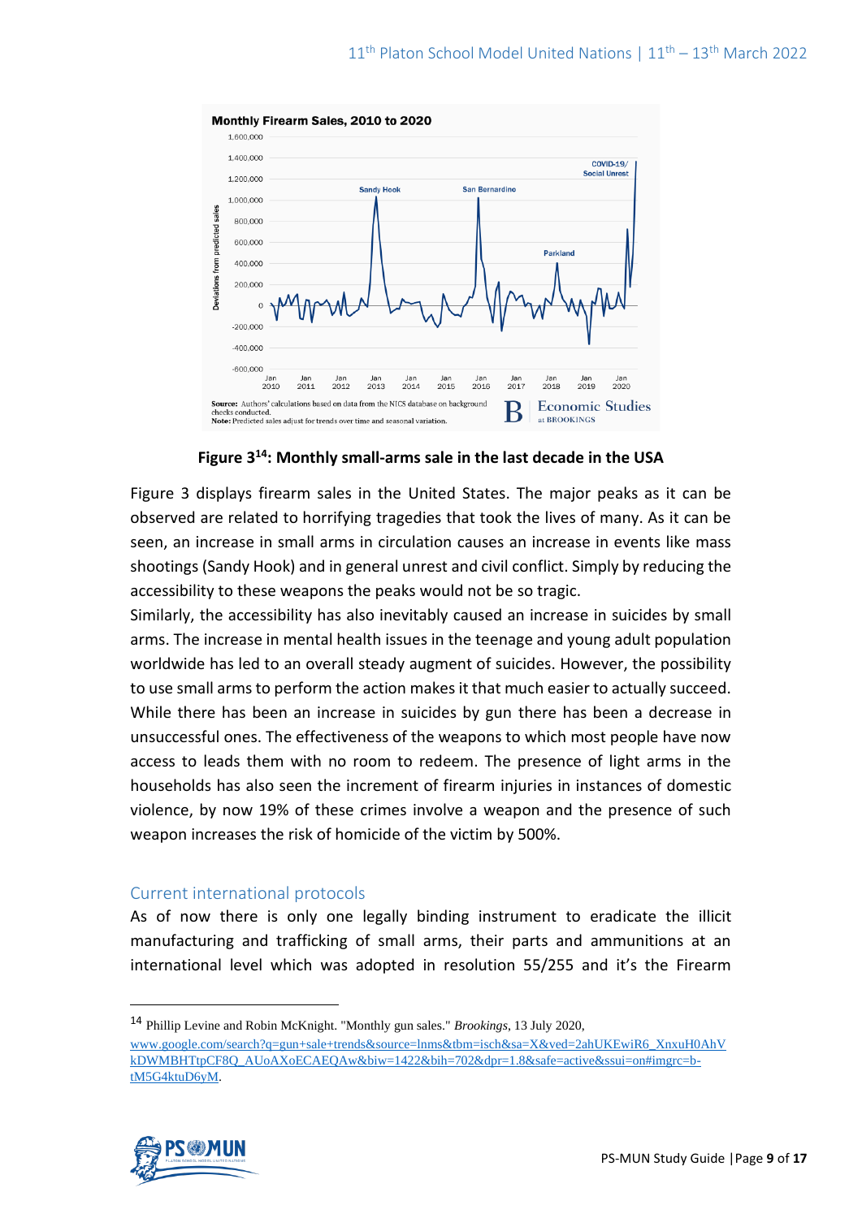**Figure 3[14]: Monthly small-arms sale in the last decade in the USA**

Figure 3 displays firearm sales in the United States. The major peaks as it can be observed are related to horrifying tragedies that took the lives of many. As it can be seen, an increase in small arms in circulation causes an increase in events like mass shootings (Sandy Hook) and in general unrest and civil conflict. Simply by reducing the accessibility to these weapons the peaks would not be so tragic.

Similarly, the accessibility has also inevitably caused an increase in suicides by small arms. The increase in mental health issues in the teenage and young adult population worldwide has led to an overall steady augment of suicides. However, the possibility to use small arms to perform the action makes it that much easier to actually succeed. While there has been an increase in suicides by gun there has been a decrease in unsuccessful ones. The effectiveness of the weapons to which most people have now access to leads them with no room to redeem. The presence of light arms in the households has also seen the increment of firearm injuries in instances of domestic violence, by now 19% of these crimes involve a weapon and the presence of such weapon increases the risk of homicide of the victim by 500%.

## Current international protocols

As of now there is only one legally binding instrument to eradicate the illicit manufacturing and trafficking of small arms, their parts and ammunitions at an international level which was adopted in resolution 55/255 and it's the Firearm

---

[14] Phillip Levine and Robin McKnight. "Monthly gun sales." *Brookings*, 13 July 2020, www.google.com/search?q=gun+sale+trends&source=lnms&tbm=isch&sa=X&ved=2ahUKEwiR6_XnxuH0AhVkDWMBHTtpCF8Q_AUoAXoECAEQAw&biw=1422&bih=702&dpr=1.8&safe=active&ssui=on#imgrc=b-tM5G4ktuD6yM.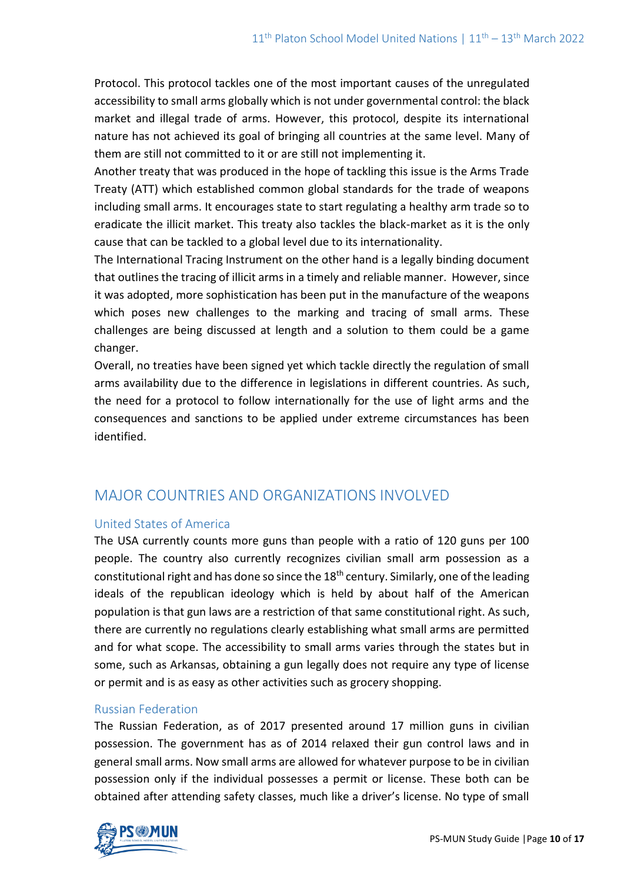Protocol. This protocol tackles one of the most important causes of the unregulated accessibility to small arms globally which is not under governmental control: the black market and illegal trade of arms. However, this protocol, despite its international nature has not achieved its goal of bringing all countries at the same level. Many of them are still not committed to it or are still not implementing it.

Another treaty that was produced in the hope of tackling this issue is the Arms Trade Treaty (ATT) which established common global standards for the trade of weapons including small arms. It encourages state to start regulating a healthy arm trade so to eradicate the illicit market. This treaty also tackles the black-market as it is the only cause that can be tackled to a global level due to its internationality.

The International Tracing Instrument on the other hand is a legally binding document that outlines the tracing of illicit arms in a timely and reliable manner. However, since it was adopted, more sophistication has been put in the manufacture of the weapons which poses new challenges to the marking and tracing of small arms. These challenges are being discussed at length and a solution to them could be a game changer.

Overall, no treaties have been signed yet which tackle directly the regulation of small arms availability due to the difference in legislations in different countries. As such, the need for a protocol to follow internationally for the use of light arms and the consequences and sanctions to be applied under extreme circumstances has been identified.

## MAJOR COUNTRIES AND ORGANIZATIONS INVOLVED

### United States of America

The USA currently counts more guns than people with a ratio of 120 guns per 100 people. The country also currently recognizes civilian small arm possession as a constitutional right and has done so since the 18th century. Similarly, one of the leading ideals of the republican ideology which is held by about half of the American population is that gun laws are a restriction of that same constitutional right. As such, there are currently no regulations clearly establishing what small arms are permitted and for what scope. The accessibility to small arms varies through the states but in some, such as Arkansas, obtaining a gun legally does not require any type of license or permit and is as easy as other activities such as grocery shopping.

### Russian Federation

The Russian Federation, as of 2017 presented around 17 million guns in civilian possession. The government has as of 2014 relaxed their gun control laws and in general small arms. Now small arms are allowed for whatever purpose to be in civilian possession only if the individual possesses a permit or license. These both can be obtained after attending safety classes, much like a driver's license. No type of small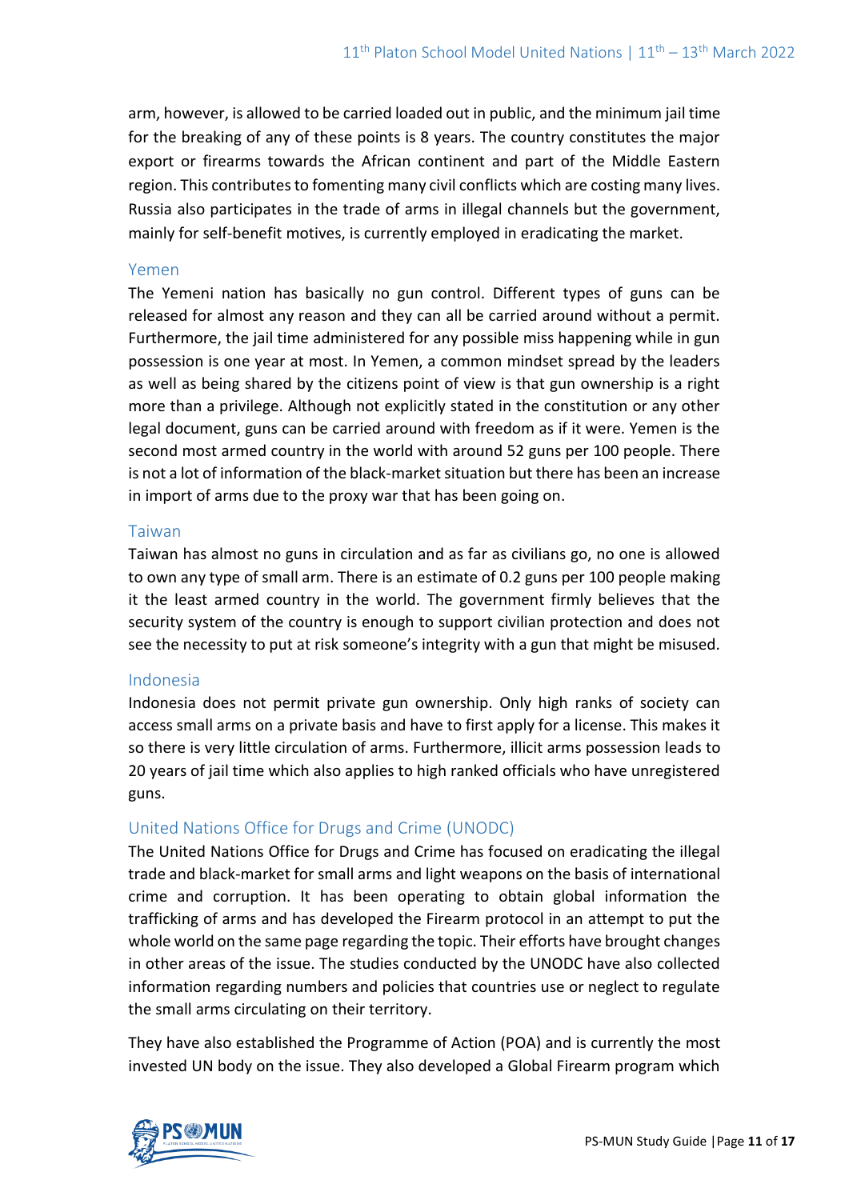arm, however, is allowed to be carried loaded out in public, and the minimum jail time for the breaking of any of these points is 8 years. The country constitutes the major export or firearms towards the African continent and part of the Middle Eastern region. This contributes to fomenting many civil conflicts which are costing many lives. Russia also participates in the trade of arms in illegal channels but the government, mainly for self-benefit motives, is currently employed in eradicating the market.

### Yemen

The Yemeni nation has basically no gun control. Different types of guns can be released for almost any reason and they can all be carried around without a permit. Furthermore, the jail time administered for any possible miss happening while in gun possession is one year at most. In Yemen, a common mindset spread by the leaders as well as being shared by the citizens point of view is that gun ownership is a right more than a privilege. Although not explicitly stated in the constitution or any other legal document, guns can be carried around with freedom as if it were. Yemen is the second most armed country in the world with around 52 guns per 100 people. There is not a lot of information of the black-market situation but there has been an increase in import of arms due to the proxy war that has been going on.

### Taiwan

Taiwan has almost no guns in circulation and as far as civilians go, no one is allowed to own any type of small arm. There is an estimate of 0.2 guns per 100 people making it the least armed country in the world. The government firmly believes that the security system of the country is enough to support civilian protection and does not see the necessity to put at risk someone's integrity with a gun that might be misused.

### Indonesia

Indonesia does not permit private gun ownership. Only high ranks of society can access small arms on a private basis and have to first apply for a license. This makes it so there is very little circulation of arms. Furthermore, illicit arms possession leads to 20 years of jail time which also applies to high ranked officials who have unregistered guns.

### United Nations Office for Drugs and Crime (UNODC)

The United Nations Office for Drugs and Crime has focused on eradicating the illegal trade and black-market for small arms and light weapons on the basis of international crime and corruption. It has been operating to obtain global information the trafficking of arms and has developed the Firearm protocol in an attempt to put the whole world on the same page regarding the topic. Their efforts have brought changes in other areas of the issue. The studies conducted by the UNODC have also collected information regarding numbers and policies that countries use or neglect to regulate the small arms circulating on their territory.

They have also established the Programme of Action (POA) and is currently the most invested UN body on the issue. They also developed a Global Firearm program which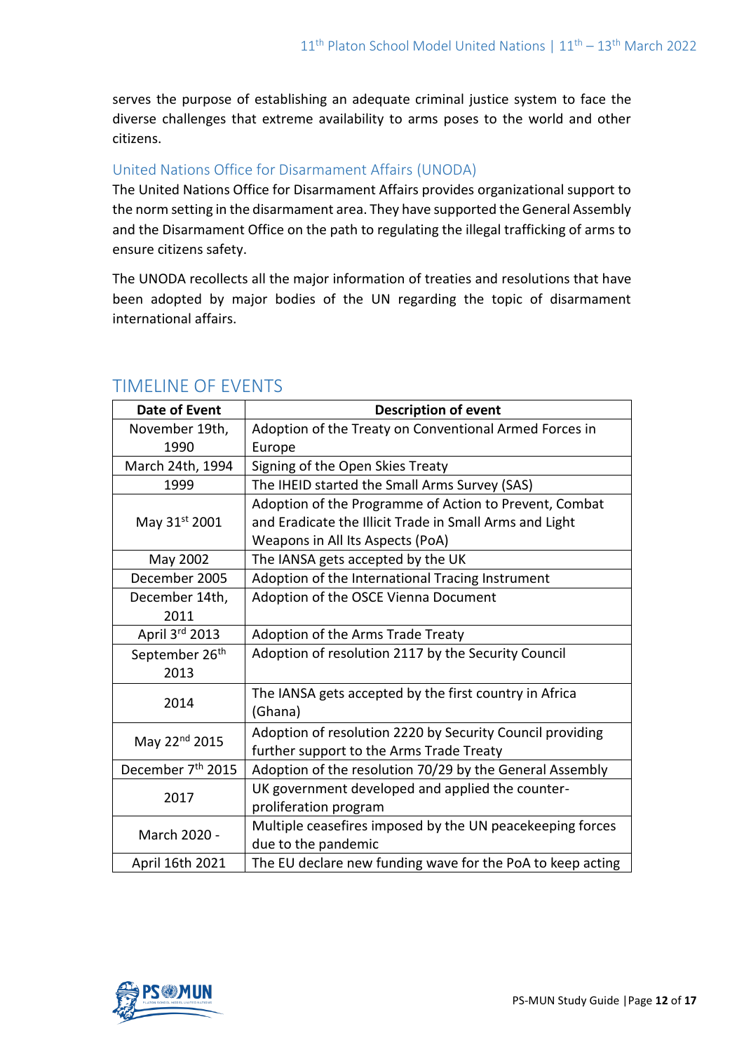serves the purpose of establishing an adequate criminal justice system to face the diverse challenges that extreme availability to arms poses to the world and other citizens.

### United Nations Office for Disarmament Affairs (UNODA)

The United Nations Office for Disarmament Affairs provides organizational support to the norm setting in the disarmament area. They have supported the General Assembly and the Disarmament Office on the path to regulating the illegal trafficking of arms to ensure citizens safety.

The UNODA recollects all the major information of treaties and resolutions that have been adopted by major bodies of the UN regarding the topic of disarmament international affairs.

## TIMELINE OF EVENTS

| Date of Event | Description of event |
|---|---|
| November 19th, 1990 | Adoption of the Treaty on Conventional Armed Forces in Europe |
| March 24th, 1994 | Signing of the Open Skies Treaty |
| 1999 | The IHEID started the Small Arms Survey (SAS) |
| May 31st 2001 | Adoption of the Programme of Action to Prevent, Combat and Eradicate the Illicit Trade in Small Arms and Light Weapons in All Its Aspects (PoA) |
| May 2002 | The IANSA gets accepted by the UK |
| December 2005 | Adoption of the International Tracing Instrument |
| December 14th, 2011 | Adoption of the OSCE Vienna Document |
| April 3rd 2013 | Adoption of the Arms Trade Treaty |
| September 26th 2013 | Adoption of resolution 2117 by the Security Council |
| 2014 | The IANSA gets accepted by the first country in Africa (Ghana) |
| May 22nd 2015 | Adoption of resolution 2220 by Security Council providing further support to the Arms Trade Treaty |
| December 7th 2015 | Adoption of the resolution 70/29 by the General Assembly |
| 2017 | UK government developed and applied the counter-proliferation program |
| March 2020 - | Multiple ceasefires imposed by the UN peacekeeping forces due to the pandemic |
| April 16th 2021 | The EU declare new funding wave for the PoA to keep acting |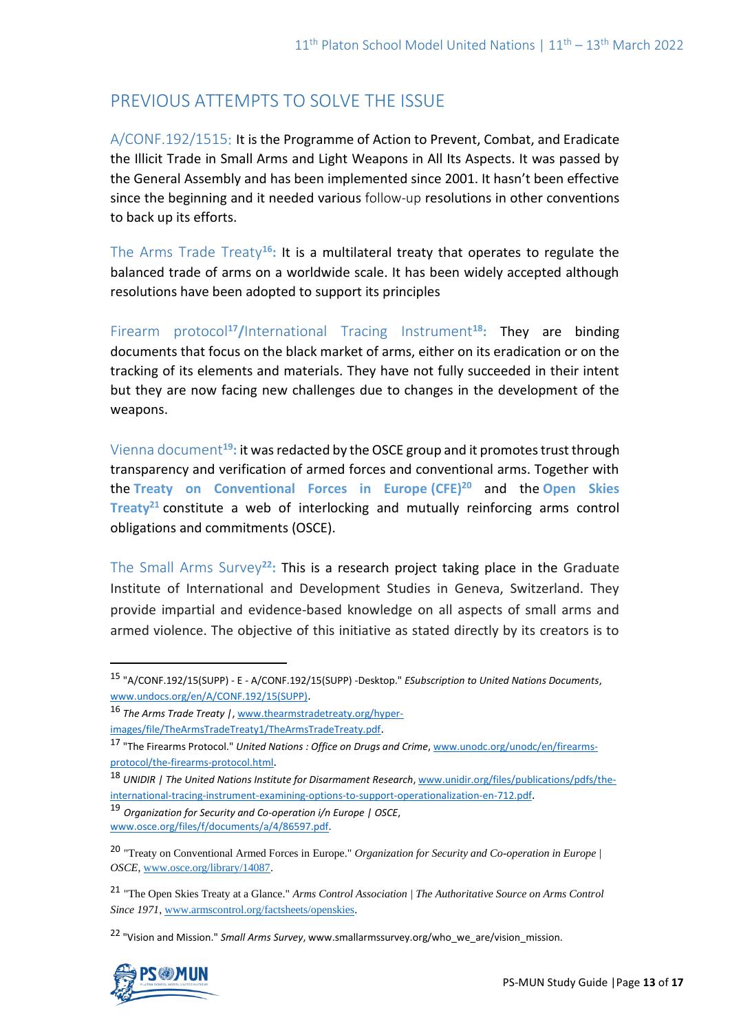## PREVIOUS ATTEMPTS TO SOLVE THE ISSUE

A/CONF.192/1515: It is the Programme of Action to Prevent, Combat, and Eradicate the Illicit Trade in Small Arms and Light Weapons in All Its Aspects. It was passed by the General Assembly and has been implemented since 2001. It hasn't been effective since the beginning and it needed various follow-up resolutions in other conventions to back up its efforts.

The Arms Trade Treaty[16]**:** It is a multilateral treaty that operates to regulate the balanced trade of arms on a worldwide scale. It has been widely accepted although resolutions have been adopted to support its principles

Firearm protocol[17]**/**International Tracing Instrument[18]**:** They are binding documents that focus on the black market of arms, either on its eradication or on the tracking of its elements and materials. They have not fully succeeded in their intent but they are now facing new challenges due to changes in the development of the weapons.

Vienna document[19]**:** it was redacted by the OSCE group and it promotes trust through transparency and verification of armed forces and conventional arms. Together with the **Treaty on Conventional Forces in Europe (CFE)**[20] and the **Open Skies Treaty**[21] constitute a web of interlocking and mutually reinforcing arms control obligations and commitments (OSCE).

The Small Arms Survey[22]**:** This is a research project taking place in the Graduate Institute of International and Development Studies in Geneva, Switzerland. They provide impartial and evidence-based knowledge on all aspects of small arms and armed violence. The objective of this initiative as stated directly by its creators is to

---

15 "A/CONF.192/15(SUPP) - E - A/CONF.192/15(SUPP) -Desktop." *ESubscription to United Nations Documents*, www.undocs.org/en/A/CONF.192/15(SUPP).

16 *The Arms Trade Treaty |*, www.thearmstradetreaty.org/hyper-images/file/TheArmsTradeTreaty1/TheArmsTradeTreaty.pdf.

17 "The Firearms Protocol." *United Nations : Office on Drugs and Crime*, www.unodc.org/unodc/en/firearms-protocol/the-firearms-protocol.html.

18 *UNIDIR | The United Nations Institute for Disarmament Research*, www.unidir.org/files/publications/pdfs/the-international-tracing-instrument-examining-options-to-support-operationalization-en-712.pdf.

19 *Organization for Security and Co-operation i/n Europe | OSCE*, www.osce.org/files/f/documents/a/4/86597.pdf.

20 "Treaty on Conventional Armed Forces in Europe." *Organization for Security and Co-operation in Europe | OSCE*, www.osce.org/library/14087.

21 "The Open Skies Treaty at a Glance." *Arms Control Association | The Authoritative Source on Arms Control Since 1971*, www.armscontrol.org/factsheets/openskies.

22 "Vision and Mission." *Small Arms Survey*, www.smallarmssurvey.org/who_we_are/vision_mission.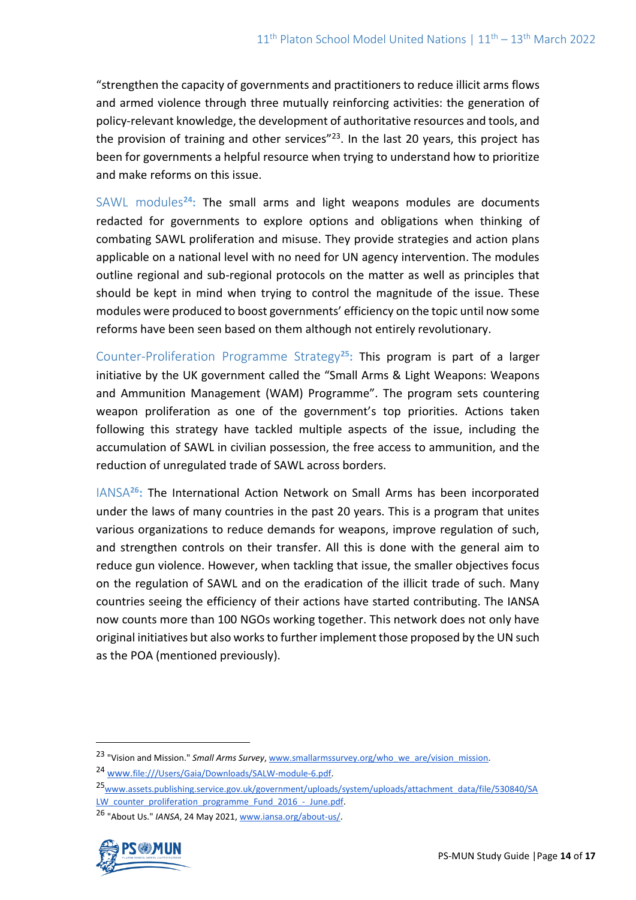"strengthen the capacity of governments and practitioners to reduce illicit arms flows and armed violence through three mutually reinforcing activities: the generation of policy-relevant knowledge, the development of authoritative resources and tools, and the provision of training and other services"[23]. In the last 20 years, this project has been for governments a helpful resource when trying to understand how to prioritize and make reforms on this issue.

SAWL modules[24]**:** The small arms and light weapons modules are documents redacted for governments to explore options and obligations when thinking of combating SAWL proliferation and misuse. They provide strategies and action plans applicable on a national level with no need for UN agency intervention. The modules outline regional and sub-regional protocols on the matter as well as principles that should be kept in mind when trying to control the magnitude of the issue. These modules were produced to boost governments' efficiency on the topic until now some reforms have been seen based on them although not entirely revolutionary.

Counter-Proliferation Programme Strategy[25]**:** This program is part of a larger initiative by the UK government called the "Small Arms & Light Weapons: Weapons and Ammunition Management (WAM) Programme". The program sets countering weapon proliferation as one of the government's top priorities. Actions taken following this strategy have tackled multiple aspects of the issue, including the accumulation of SAWL in civilian possession, the free access to ammunition, and the reduction of unregulated trade of SAWL across borders.

IANSA[26]**:** The International Action Network on Small Arms has been incorporated under the laws of many countries in the past 20 years. This is a program that unites various organizations to reduce demands for weapons, improve regulation of such, and strengthen controls on their transfer. All this is done with the general aim to reduce gun violence. However, when tackling that issue, the smaller objectives focus on the regulation of SAWL and on the eradication of the illicit trade of such. Many countries seeing the efficiency of their actions have started contributing. The IANSA now counts more than 100 NGOs working together. This network does not only have original initiatives but also works to further implement those proposed by the UN such as the POA (mentioned previously).

---

[23] "Vision and Mission." *Small Arms Survey*, www.smallarmssurvey.org/who_we_are/vision_mission.

[24] www.file:///Users/Gaia/Downloads/SALW-module-6.pdf.

[25] www.assets.publishing.service.gov.uk/government/uploads/system/uploads/attachment_data/file/530840/SALW_counter_proliferation_programme_Fund_2016_-_June.pdf.

[26] "About Us." *IANSA*, 24 May 2021, www.iansa.org/about-us/.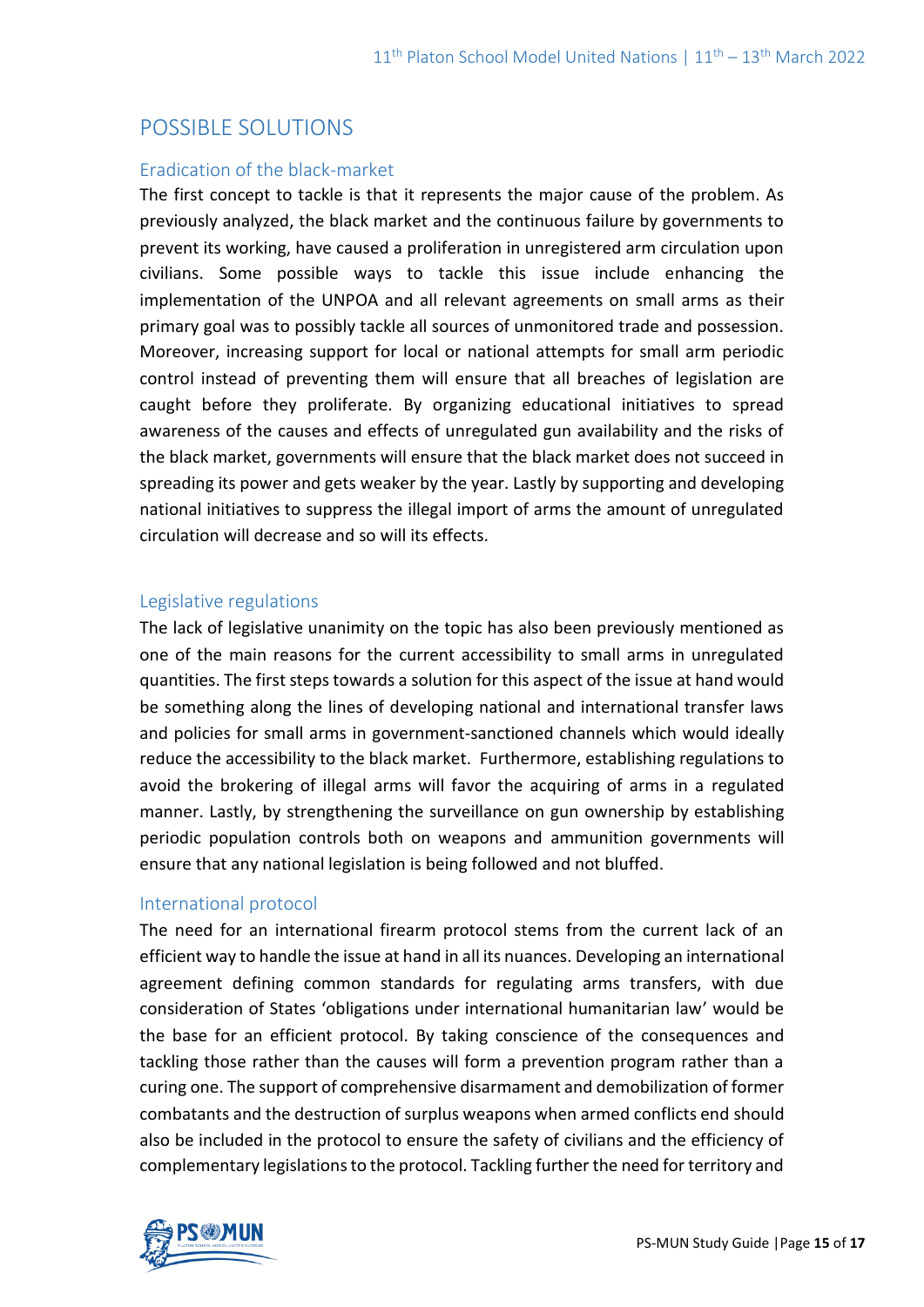## POSSIBLE SOLUTIONS

### Eradication of the black-market

The first concept to tackle is that it represents the major cause of the problem. As previously analyzed, the black market and the continuous failure by governments to prevent its working, have caused a proliferation in unregistered arm circulation upon civilians. Some possible ways to tackle this issue include enhancing the implementation of the UNPOA and all relevant agreements on small arms as their primary goal was to possibly tackle all sources of unmonitored trade and possession. Moreover, increasing support for local or national attempts for small arm periodic control instead of preventing them will ensure that all breaches of legislation are caught before they proliferate. By organizing educational initiatives to spread awareness of the causes and effects of unregulated gun availability and the risks of the black market, governments will ensure that the black market does not succeed in spreading its power and gets weaker by the year. Lastly by supporting and developing national initiatives to suppress the illegal import of arms the amount of unregulated circulation will decrease and so will its effects.

### Legislative regulations

The lack of legislative unanimity on the topic has also been previously mentioned as one of the main reasons for the current accessibility to small arms in unregulated quantities. The first steps towards a solution for this aspect of the issue at hand would be something along the lines of developing national and international transfer laws and policies for small arms in government-sanctioned channels which would ideally reduce the accessibility to the black market. Furthermore, establishing regulations to avoid the brokering of illegal arms will favor the acquiring of arms in a regulated manner. Lastly, by strengthening the surveillance on gun ownership by establishing periodic population controls both on weapons and ammunition governments will ensure that any national legislation is being followed and not bluffed.

### International protocol

The need for an international firearm protocol stems from the current lack of an efficient way to handle the issue at hand in all its nuances. Developing an international agreement defining common standards for regulating arms transfers, with due consideration of States 'obligations under international humanitarian law' would be the base for an efficient protocol. By taking conscience of the consequences and tackling those rather than the causes will form a prevention program rather than a curing one. The support of comprehensive disarmament and demobilization of former combatants and the destruction of surplus weapons when armed conflicts end should also be included in the protocol to ensure the safety of civilians and the efficiency of complementary legislations to the protocol. Tackling further the need for territory and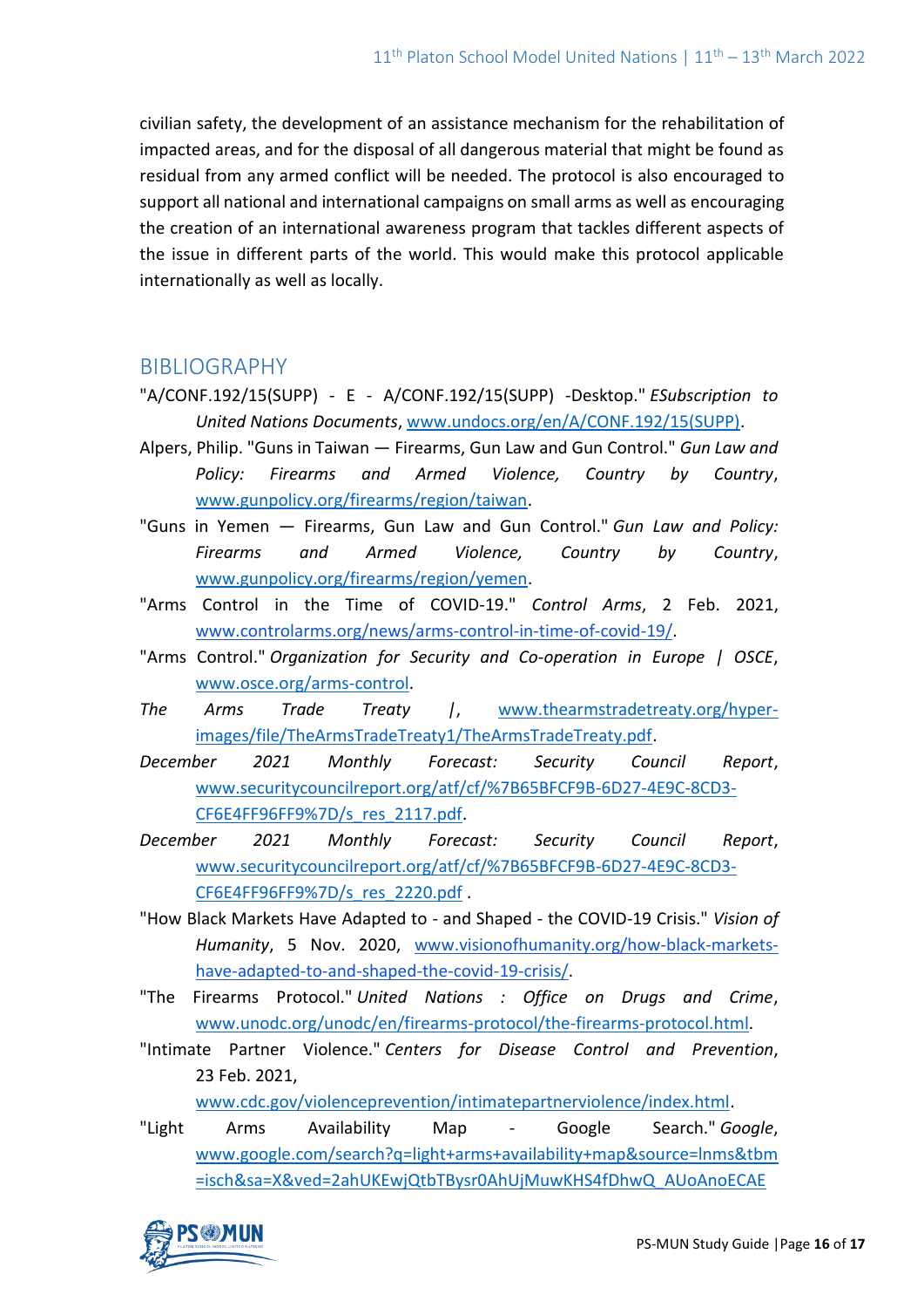civilian safety, the development of an assistance mechanism for the rehabilitation of impacted areas, and for the disposal of all dangerous material that might be found as residual from any armed conflict will be needed. The protocol is also encouraged to support all national and international campaigns on small arms as well as encouraging the creation of an international awareness program that tackles different aspects of the issue in different parts of the world. This would make this protocol applicable internationally as well as locally.

## BIBLIOGRAPHY

"A/CONF.192/15(SUPP) - E - A/CONF.192/15(SUPP) -Desktop." *ESubscription to United Nations Documents*, www.undocs.org/en/A/CONF.192/15(SUPP).

Alpers, Philip. "Guns in Taiwan — Firearms, Gun Law and Gun Control." *Gun Law and Policy: Firearms and Armed Violence, Country by Country*, www.gunpolicy.org/firearms/region/taiwan.

"Guns in Yemen — Firearms, Gun Law and Gun Control." *Gun Law and Policy: Firearms and Armed Violence, Country by Country*, www.gunpolicy.org/firearms/region/yemen.

"Arms Control in the Time of COVID-19." *Control Arms*, 2 Feb. 2021, www.controlarms.org/news/arms-control-in-time-of-covid-19/.

"Arms Control." *Organization for Security and Co-operation in Europe | OSCE*, www.osce.org/arms-control.

*The Arms Trade Treaty |*, www.thearmstradetreaty.org/hyper-images/file/TheArmsTradeTreaty1/TheArmsTradeTreaty.pdf.

*December 2021 Monthly Forecast: Security Council Report*, www.securitycouncilreport.org/atf/cf/%7B65BFCF9B-6D27-4E9C-8CD3-CF6E4FF96FF9%7D/s_res_2117.pdf.

*December 2021 Monthly Forecast: Security Council Report*, www.securitycouncilreport.org/atf/cf/%7B65BFCF9B-6D27-4E9C-8CD3-CF6E4FF96FF9%7D/s_res_2220.pdf .

"How Black Markets Have Adapted to - and Shaped - the COVID-19 Crisis." *Vision of Humanity*, 5 Nov. 2020, www.visionofhumanity.org/how-black-markets-have-adapted-to-and-shaped-the-covid-19-crisis/.

"The Firearms Protocol." *United Nations : Office on Drugs and Crime*, www.unodc.org/unodc/en/firearms-protocol/the-firearms-protocol.html.

"Intimate Partner Violence." *Centers for Disease Control and Prevention*, 23 Feb. 2021, www.cdc.gov/violenceprevention/intimatepartnerviolence/index.html.

"Light Arms Availability Map - Google Search." *Google*, www.google.com/search?q=light+arms+availability+map&source=lnms&tbm=isch&sa=X&ved=2ahUKEwjQtbTBysr0AhUjMuwKHS4fDhwQ_AUoAnoECAE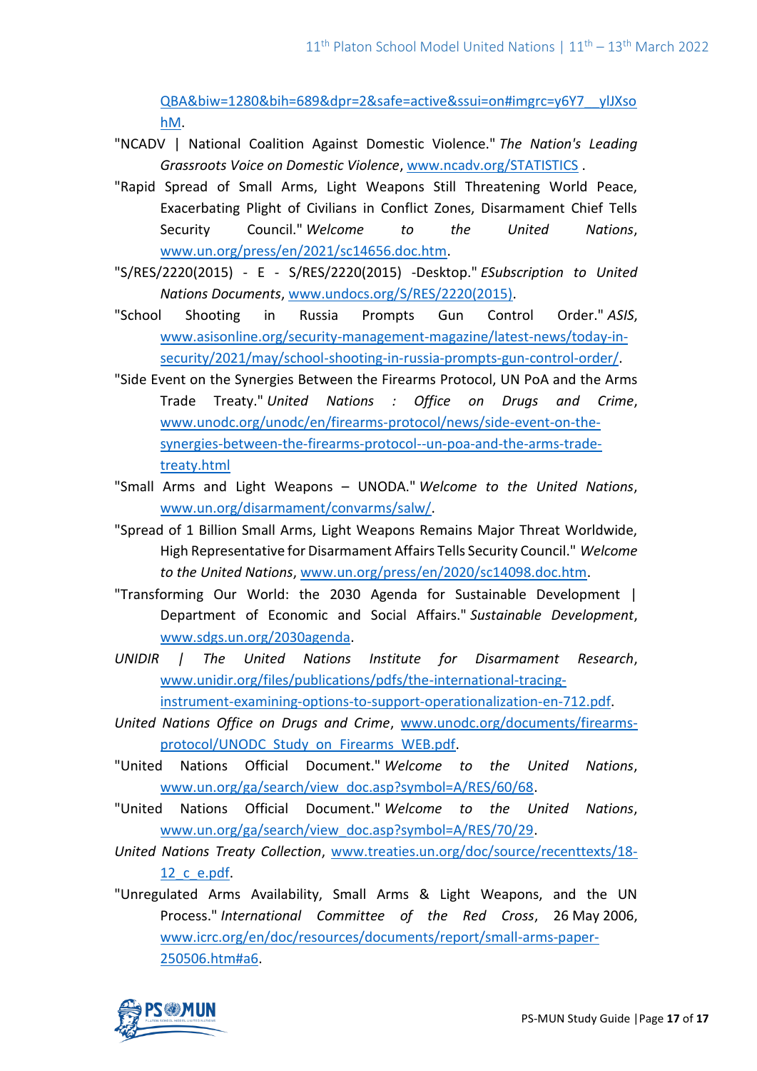QBA&biw=1280&bih=689&dpr=2&safe=active&ssui=on#imgrc=y6Y7__ylJXsohM.

"NCADV | National Coalition Against Domestic Violence." *The Nation's Leading Grassroots Voice on Domestic Violence*, www.ncadv.org/STATISTICS .

"Rapid Spread of Small Arms, Light Weapons Still Threatening World Peace, Exacerbating Plight of Civilians in Conflict Zones, Disarmament Chief Tells Security Council." *Welcome to the United Nations*, www.un.org/press/en/2021/sc14656.doc.htm.

"S/RES/2220(2015) - E - S/RES/2220(2015) -Desktop." *ESubscription to United Nations Documents*, www.undocs.org/S/RES/2220(2015).

"School Shooting in Russia Prompts Gun Control Order." *ASIS*, www.asisonline.org/security-management-magazine/latest-news/today-in-security/2021/may/school-shooting-in-russia-prompts-gun-control-order/.

"Side Event on the Synergies Between the Firearms Protocol, UN PoA and the Arms Trade Treaty." *United Nations : Office on Drugs and Crime*, www.unodc.org/unodc/en/firearms-protocol/news/side-event-on-the-synergies-between-the-firearms-protocol--un-poa-and-the-arms-trade-treaty.html

"Small Arms and Light Weapons – UNODA." *Welcome to the United Nations*, www.un.org/disarmament/convarms/salw/.

"Spread of 1 Billion Small Arms, Light Weapons Remains Major Threat Worldwide, High Representative for Disarmament Affairs Tells Security Council." *Welcome to the United Nations*, www.un.org/press/en/2020/sc14098.doc.htm.

"Transforming Our World: the 2030 Agenda for Sustainable Development | Department of Economic and Social Affairs." *Sustainable Development*, www.sdgs.un.org/2030agenda.

*UNIDIR | The United Nations Institute for Disarmament Research*, www.unidir.org/files/publications/pdfs/the-international-tracing-instrument-examining-options-to-support-operationalization-en-712.pdf.

*United Nations Office on Drugs and Crime*, www.unodc.org/documents/firearms-protocol/UNODC_Study_on_Firearms_WEB.pdf.

"United Nations Official Document." *Welcome to the United Nations*, www.un.org/ga/search/view_doc.asp?symbol=A/RES/60/68.

"United Nations Official Document." *Welcome to the United Nations*, www.un.org/ga/search/view_doc.asp?symbol=A/RES/70/29.

*United Nations Treaty Collection*, www.treaties.un.org/doc/source/recenttexts/18-12_c_e.pdf.

"Unregulated Arms Availability, Small Arms & Light Weapons, and the UN Process." *International Committee of the Red Cross*, 26 May 2006, www.icrc.org/en/doc/resources/documents/report/small-arms-paper-250506.htm#a6.